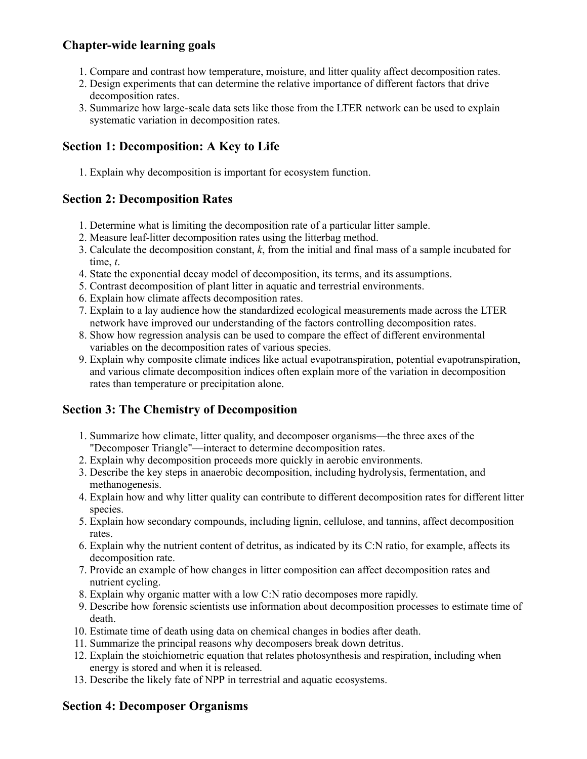## Chapter-wide learning goals

1. Compare and contrast how temperature, moisture, and litter quality affect decomposition rates.
2. Design experiments that can determine the relative importance of different factors that drive decomposition rates.
3. Summarize how large-scale data sets like those from the LTER network can be used to explain systematic variation in decomposition rates.

## Section 1: Decomposition: A Key to Life

1. Explain why decomposition is important for ecosystem function.

## Section 2: Decomposition Rates

1. Determine what is limiting the decomposition rate of a particular litter sample.
2. Measure leaf-litter decomposition rates using the litterbag method.
3. Calculate the decomposition constant, $k$, from the initial and final mass of a sample incubated for time, $t$.
4. State the exponential decay model of decomposition, its terms, and its assumptions.
5. Contrast decomposition of plant litter in aquatic and terrestrial environments.
6. Explain how climate affects decomposition rates.
7. Explain to a lay audience how the standardized ecological measurements made across the LTER network have improved our understanding of the factors controlling decomposition rates.
8. Show how regression analysis can be used to compare the effect of different environmental variables on the decomposition rates of various species.
9. Explain why composite climate indices like actual evapotranspiration, potential evapotranspiration, and various climate decomposition indices often explain more of the variation in decomposition rates than temperature or precipitation alone.

## Section 3: The Chemistry of Decomposition

1. Summarize how climate, litter quality, and decomposer organisms—the three axes of the "Decomposer Triangle"—interact to determine decomposition rates.
2. Explain why decomposition proceeds more quickly in aerobic environments.
3. Describe the key steps in anaerobic decomposition, including hydrolysis, fermentation, and methanogenesis.
4. Explain how and why litter quality can contribute to different decomposition rates for different litter species.
5. Explain how secondary compounds, including lignin, cellulose, and tannins, affect decomposition rates.
6. Explain why the nutrient content of detritus, as indicated by its C:N ratio, for example, affects its decomposition rate.
7. Provide an example of how changes in litter composition can affect decomposition rates and nutrient cycling.
8. Explain why organic matter with a low C:N ratio decomposes more rapidly.
9. Describe how forensic scientists use information about decomposition processes to estimate time of death.
10. Estimate time of death using data on chemical changes in bodies after death.
11. Summarize the principal reasons why decomposers break down detritus.
12. Explain the stoichiometric equation that relates photosynthesis and respiration, including when energy is stored and when it is released.
13. Describe the likely fate of NPP in terrestrial and aquatic ecosystems.

## Section 4: Decomposer Organisms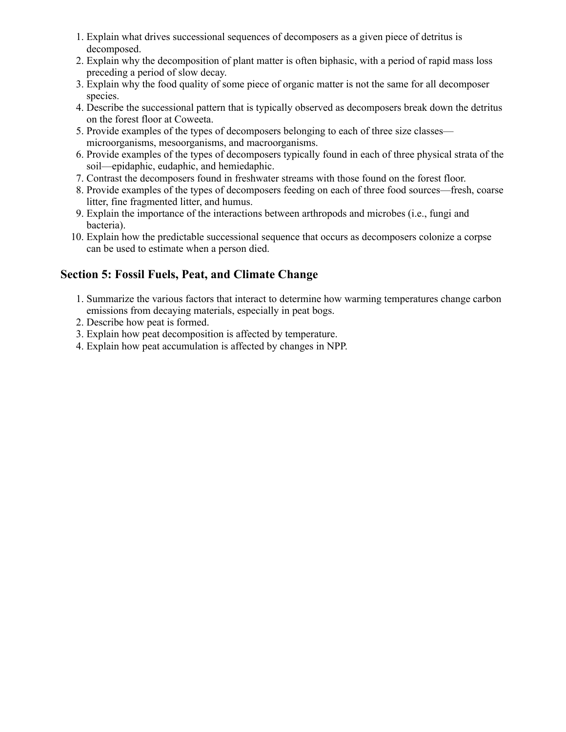1. Explain what drives successional sequences of decomposers as a given piece of detritus is decomposed.
2. Explain why the decomposition of plant matter is often biphasic, with a period of rapid mass loss preceding a period of slow decay.
3. Explain why the food quality of some piece of organic matter is not the same for all decomposer species.
4. Describe the successional pattern that is typically observed as decomposers break down the detritus on the forest floor at Coweeta.
5. Provide examples of the types of decomposers belonging to each of three size classes—microorganisms, mesoorganisms, and macroorganisms.
6. Provide examples of the types of decomposers typically found in each of three physical strata of the soil—epidaphic, eudaphic, and hemiedaphic.
7. Contrast the decomposers found in freshwater streams with those found on the forest floor.
8. Provide examples of the types of decomposers feeding on each of three food sources—fresh, coarse litter, fine fragmented litter, and humus.
9. Explain the importance of the interactions between arthropods and microbes (i.e., fungi and bacteria).
10. Explain how the predictable successional sequence that occurs as decomposers colonize a corpse can be used to estimate when a person died.

## Section 5: Fossil Fuels, Peat, and Climate Change

1. Summarize the various factors that interact to determine how warming temperatures change carbon emissions from decaying materials, especially in peat bogs.
2. Describe how peat is formed.
3. Explain how peat decomposition is affected by temperature.
4. Explain how peat accumulation is affected by changes in NPP.